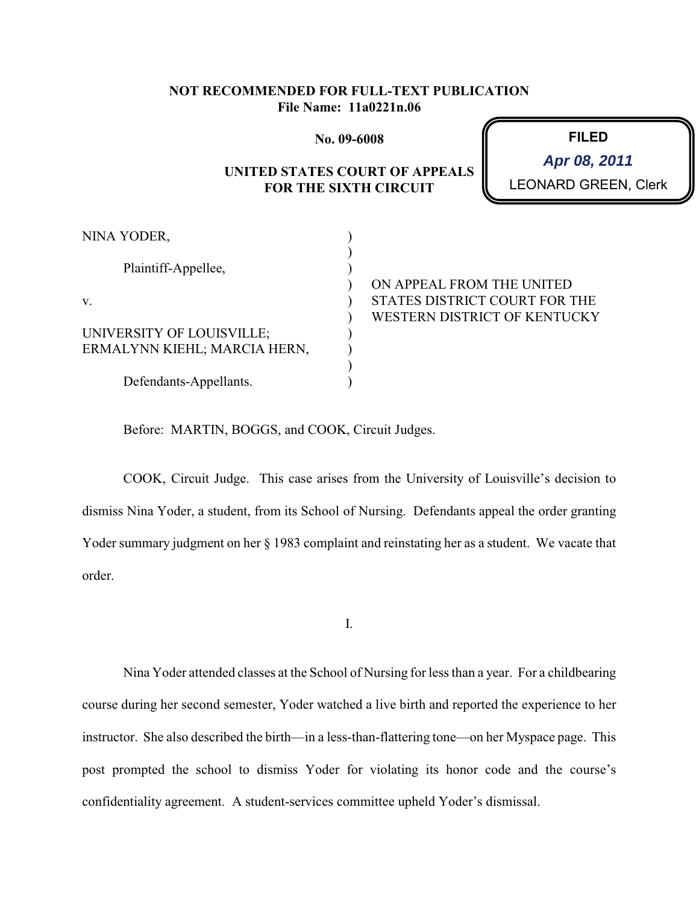**NOT RECOMMENDED FOR FULL-TEXT PUBLICATION**
**File Name: 11a0221n.06**

**No. 09-6008**

**FILED**
***Apr 08, 2011***
LEONARD GREEN, Clerk

**UNITED STATES COURT OF APPEALS**
**FOR THE SIXTH CIRCUIT**

NINA YODER,

Plaintiff-Appellee,

v.

UNIVERSITY OF LOUISVILLE; ERMALYNN KIEHL; MARCIA HERN,

Defendants-Appellants.

ON APPEAL FROM THE UNITED STATES DISTRICT COURT FOR THE WESTERN DISTRICT OF KENTUCKY

Before: MARTIN, BOGGS, and COOK, Circuit Judges.

COOK, Circuit Judge. This case arises from the University of Louisville's decision to dismiss Nina Yoder, a student, from its School of Nursing. Defendants appeal the order granting Yoder summary judgment on her § 1983 complaint and reinstating her as a student. We vacate that order.

I.

Nina Yoder attended classes at the School of Nursing for less than a year. For a childbearing course during her second semester, Yoder watched a live birth and reported the experience to her instructor. She also described the birth—in a less-than-flattering tone—on her Myspace page. This post prompted the school to dismiss Yoder for violating its honor code and the course's confidentiality agreement. A student-services committee upheld Yoder's dismissal.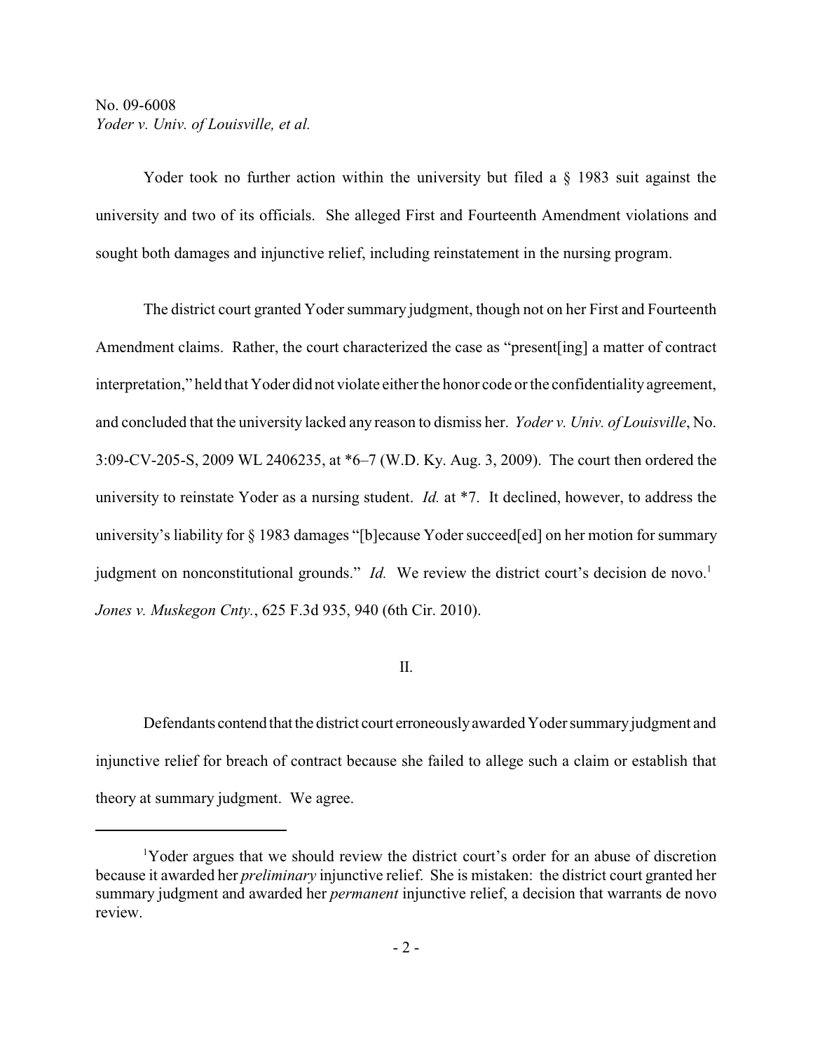Yoder took no further action within the university but filed a § 1983 suit against the university and two of its officials. She alleged First and Fourteenth Amendment violations and sought both damages and injunctive relief, including reinstatement in the nursing program.

The district court granted Yoder summary judgment, though not on her First and Fourteenth Amendment claims. Rather, the court characterized the case as "present[ing] a matter of contract interpretation," held that Yoder did not violate either the honor code or the confidentiality agreement, and concluded that the university lacked any reason to dismiss her. *Yoder v. Univ. of Louisville*, No. 3:09-CV-205-S, 2009 WL 2406235, at *6–7 (W.D. Ky. Aug. 3, 2009). The court then ordered the university to reinstate Yoder as a nursing student. *Id.* at *7. It declined, however, to address the university's liability for § 1983 damages "[b]ecause Yoder succeed[ed] on her motion for summary judgment on nonconstitutional grounds." *Id.* We review the district court's decision de novo.[1] *Jones v. Muskegon Cnty.*, 625 F.3d 935, 940 (6th Cir. 2010).

## II.

Defendants contend that the district court erroneously awarded Yoder summary judgment and injunctive relief for breach of contract because she failed to allege such a claim or establish that theory at summary judgment. We agree.

---

[1] Yoder argues that we should review the district court's order for an abuse of discretion because it awarded her *preliminary* injunctive relief. She is mistaken: the district court granted her summary judgment and awarded her *permanent* injunctive relief, a decision that warrants de novo review.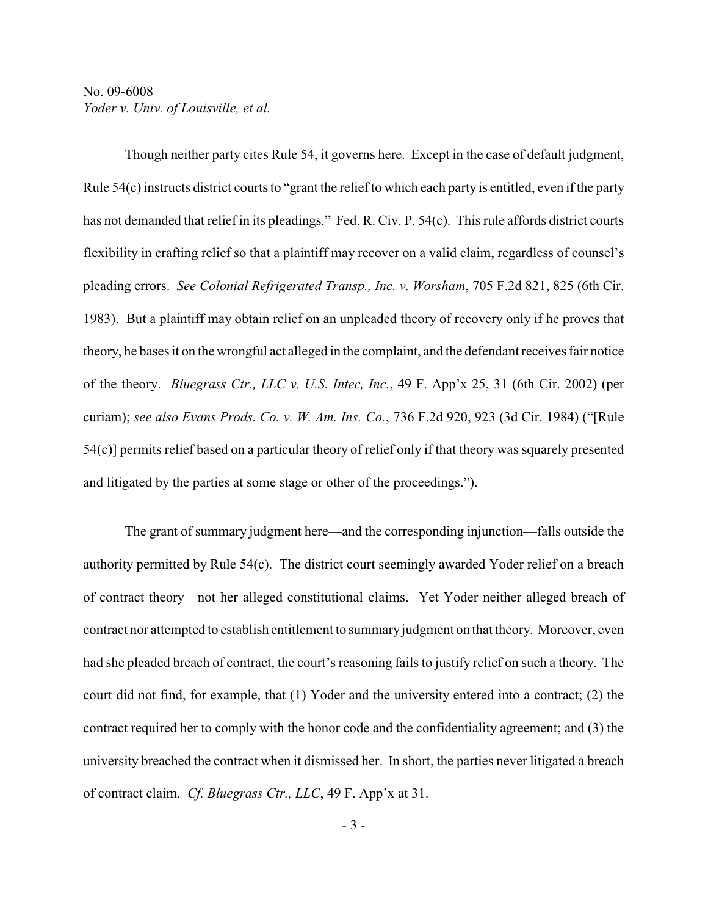Though neither party cites Rule 54, it governs here. Except in the case of default judgment, Rule 54(c) instructs district courts to "grant the relief to which each party is entitled, even if the party has not demanded that relief in its pleadings." Fed. R. Civ. P. 54(c). This rule affords district courts flexibility in crafting relief so that a plaintiff may recover on a valid claim, regardless of counsel's pleading errors. *See Colonial Refrigerated Transp., Inc. v. Worsham*, 705 F.2d 821, 825 (6th Cir. 1983). But a plaintiff may obtain relief on an unpleaded theory of recovery only if he proves that theory, he bases it on the wrongful act alleged in the complaint, and the defendant receives fair notice of the theory. *Bluegrass Ctr., LLC v. U.S. Intec, Inc.*, 49 F. App'x 25, 31 (6th Cir. 2002) (per curiam); *see also Evans Prods. Co. v. W. Am. Ins. Co.*, 736 F.2d 920, 923 (3d Cir. 1984) ("[Rule 54(c)] permits relief based on a particular theory of relief only if that theory was squarely presented and litigated by the parties at some stage or other of the proceedings.").

The grant of summary judgment here—and the corresponding injunction—falls outside the authority permitted by Rule 54(c). The district court seemingly awarded Yoder relief on a breach of contract theory—not her alleged constitutional claims. Yet Yoder neither alleged breach of contract nor attempted to establish entitlement to summary judgment on that theory. Moreover, even had she pleaded breach of contract, the court's reasoning fails to justify relief on such a theory. The court did not find, for example, that (1) Yoder and the university entered into a contract; (2) the contract required her to comply with the honor code and the confidentiality agreement; and (3) the university breached the contract when it dismissed her. In short, the parties never litigated a breach of contract claim. *Cf. Bluegrass Ctr., LLC*, 49 F. App'x at 31.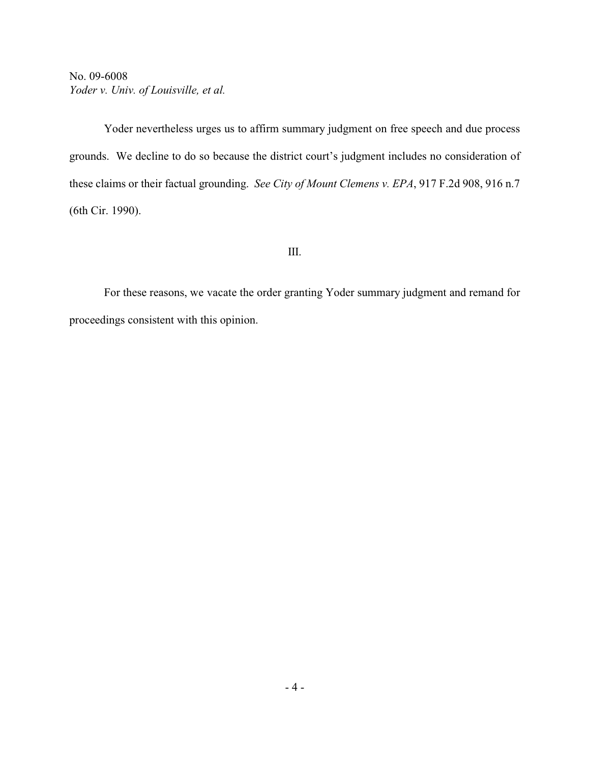Yoder nevertheless urges us to affirm summary judgment on free speech and due process grounds. We decline to do so because the district court's judgment includes no consideration of these claims or their factual grounding. *See City of Mount Clemens v. EPA*, 917 F.2d 908, 916 n.7 (6th Cir. 1990).

III.

For these reasons, we vacate the order granting Yoder summary judgment and remand for proceedings consistent with this opinion.